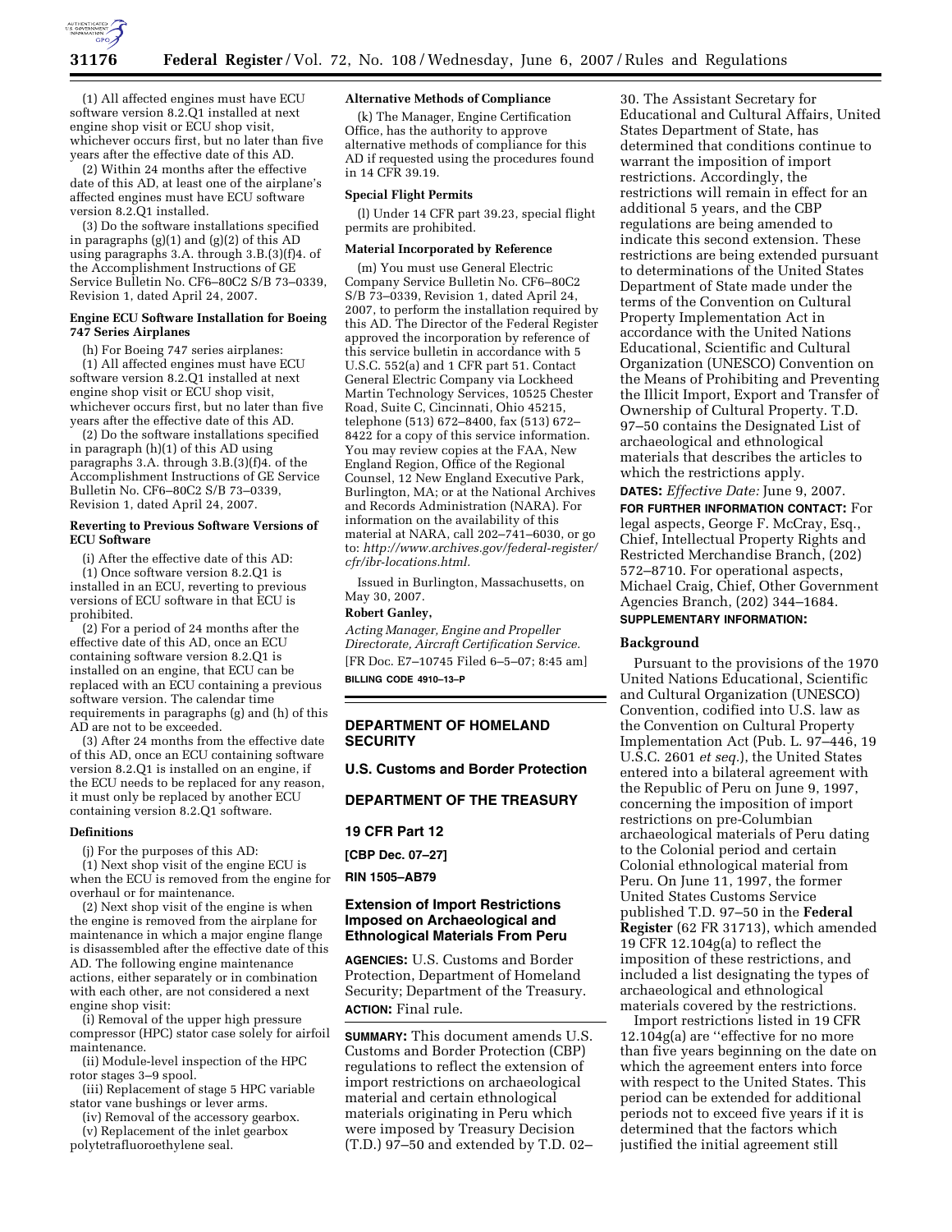(1) All affected engines must have ECU software version 8.2.Q1 installed at next engine shop visit or ECU shop visit, whichever occurs first, but no later than five years after the effective date of this AD.

(2) Within 24 months after the effective date of this AD, at least one of the airplane's affected engines must have ECU software version 8.2.Q1 installed.

(3) Do the software installations specified in paragraphs (g)(1) and (g)(2) of this AD using paragraphs 3.A. through 3.B.(3)(f)4. of the Accomplishment Instructions of GE Service Bulletin No. CF6–80C2 S/B 73–0339, Revision 1, dated April 24, 2007.

**Engine ECU Software Installation for Boeing 747 Series Airplanes**

(h) For Boeing 747 series airplanes:

(1) All affected engines must have ECU software version 8.2.Q1 installed at next engine shop visit or ECU shop visit, whichever occurs first, but no later than five years after the effective date of this AD.

(2) Do the software installations specified in paragraph (h)(1) of this AD using paragraphs 3.A. through 3.B.(3)(f)4. of the Accomplishment Instructions of GE Service Bulletin No. CF6–80C2 S/B 73–0339, Revision 1, dated April 24, 2007.

**Reverting to Previous Software Versions of ECU Software**

(i) After the effective date of this AD:

(1) Once software version 8.2.Q1 is installed in an ECU, reverting to previous versions of ECU software in that ECU is prohibited.

(2) For a period of 24 months after the effective date of this AD, once an ECU containing software version 8.2.Q1 is installed on an engine, that ECU can be replaced with an ECU containing a previous software version. The calendar time requirements in paragraphs (g) and (h) of this AD are not to be exceeded.

(3) After 24 months from the effective date of this AD, once an ECU containing software version 8.2.Q1 is installed on an engine, if the ECU needs to be replaced for any reason, it must only be replaced by another ECU containing version 8.2.Q1 software.

**Definitions**

(j) For the purposes of this AD:

(1) Next shop visit of the engine ECU is when the ECU is removed from the engine for overhaul or for maintenance.

(2) Next shop visit of the engine is when the engine is removed from the airplane for maintenance in which a major engine flange is disassembled after the effective date of this AD. The following engine maintenance actions, either separately or in combination with each other, are not considered a next engine shop visit:

(i) Removal of the upper high pressure compressor (HPC) stator case solely for airfoil maintenance.

(ii) Module-level inspection of the HPC rotor stages 3–9 spool.

(iii) Replacement of stage 5 HPC variable stator vane bushings or lever arms.

(iv) Removal of the accessory gearbox.

(v) Replacement of the inlet gearbox polytetrafluoroethylene seal.

**Alternative Methods of Compliance**

(k) The Manager, Engine Certification Office, has the authority to approve alternative methods of compliance for this AD if requested using the procedures found in 14 CFR 39.19.

**Special Flight Permits**

(l) Under 14 CFR part 39.23, special flight permits are prohibited.

**Material Incorporated by Reference**

(m) You must use General Electric Company Service Bulletin No. CF6–80C2 S/B 73–0339, Revision 1, dated April 24, 2007, to perform the installation required by this AD. The Director of the Federal Register approved the incorporation by reference of this service bulletin in accordance with 5 U.S.C. 552(a) and 1 CFR part 51. Contact General Electric Company via Lockheed Martin Technology Services, 10525 Chester Road, Suite C, Cincinnati, Ohio 45215, telephone (513) 672–8400, fax (513) 672–8422 for a copy of this service information. You may review copies at the FAA, New England Region, Office of the Regional Counsel, 12 New England Executive Park, Burlington, MA; or at the National Archives and Records Administration (NARA). For information on the availability of this material at NARA, call 202–741–6030, or go to: *http://www.archives.gov/federal-register/cfr/ibr-locations.html.*

Issued in Burlington, Massachusetts, on May 30, 2007.

**Robert Ganley,**

*Acting Manager, Engine and Propeller Directorate, Aircraft Certification Service.*

[FR Doc. E7–10745 Filed 6–5–07; 8:45 am]

**BILLING CODE 4910–13–P**

## DEPARTMENT OF HOMELAND SECURITY

### U.S. Customs and Border Protection

## DEPARTMENT OF THE TREASURY

### 19 CFR Part 12

**[CBP Dec. 07–27]**

**RIN 1505–AB79**

### Extension of Import Restrictions Imposed on Archaeological and Ethnological Materials From Peru

**AGENCIES:** U.S. Customs and Border Protection, Department of Homeland Security; Department of the Treasury.

**ACTION:** Final rule.

**SUMMARY:** This document amends U.S. Customs and Border Protection (CBP) regulations to reflect the extension of import restrictions on archaeological material and certain ethnological materials originating in Peru which were imposed by Treasury Decision (T.D.) 97–50 and extended by T.D. 02–30. The Assistant Secretary for Educational and Cultural Affairs, United States Department of State, has determined that conditions continue to warrant the imposition of import restrictions. Accordingly, the restrictions will remain in effect for an additional 5 years, and the CBP regulations are being amended to indicate this second extension. These restrictions are being extended pursuant to determinations of the United States Department of State made under the terms of the Convention on Cultural Property Implementation Act in accordance with the United Nations Educational, Scientific and Cultural Organization (UNESCO) Convention on the Means of Prohibiting and Preventing the Illicit Import, Export and Transfer of Ownership of Cultural Property. T.D. 97–50 contains the Designated List of archaeological and ethnological materials that describes the articles to which the restrictions apply.

**DATES:** *Effective Date:* June 9, 2007.

**FOR FURTHER INFORMATION CONTACT:** For legal aspects, George F. McCray, Esq., Chief, Intellectual Property Rights and Restricted Merchandise Branch, (202) 572–8710. For operational aspects, Michael Craig, Chief, Other Government Agencies Branch, (202) 344–1684.

**SUPPLEMENTARY INFORMATION:**

**Background**

Pursuant to the provisions of the 1970 United Nations Educational, Scientific and Cultural Organization (UNESCO) Convention, codified into U.S. law as the Convention on Cultural Property Implementation Act (Pub. L. 97–446, 19 U.S.C. 2601 *et seq.*), the United States entered into a bilateral agreement with the Republic of Peru on June 9, 1997, concerning the imposition of import restrictions on pre-Columbian archaeological materials of Peru dating to the Colonial period and certain Colonial ethnological material from Peru. On June 11, 1997, the former United States Customs Service published T.D. 97–50 in the **Federal Register** (62 FR 31713), which amended 19 CFR 12.104g(a) to reflect the imposition of these restrictions, and included a list designating the types of archaeological and ethnological materials covered by the restrictions.

Import restrictions listed in 19 CFR 12.104g(a) are "effective for no more than five years beginning on the date on which the agreement enters into force with respect to the United States. This period can be extended for additional periods not to exceed five years if it is determined that the factors which justified the initial agreement still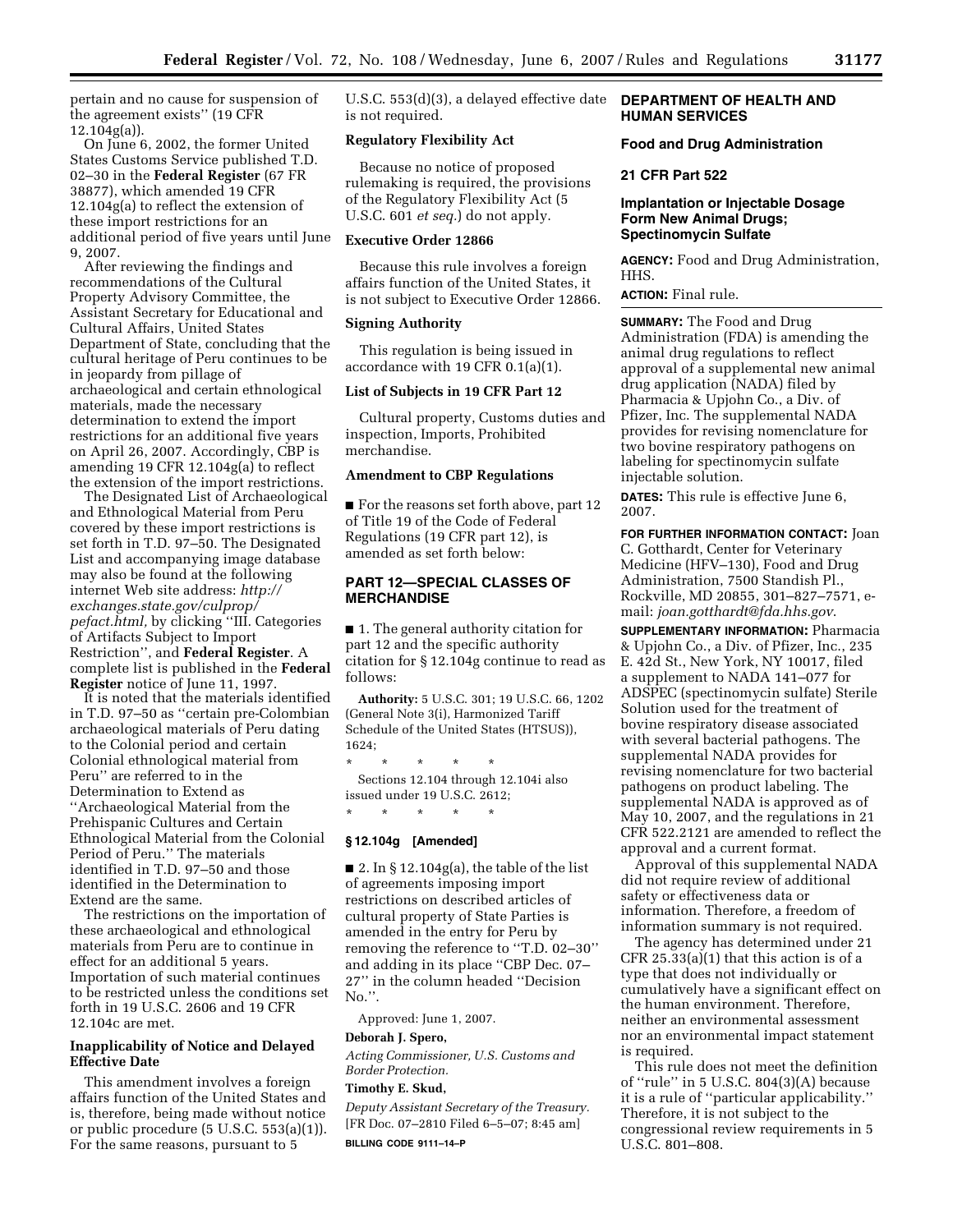pertain and no cause for suspension of the agreement exists'' (19 CFR 12.104g(a)).

On June 6, 2002, the former United States Customs Service published T.D. 02–30 in the **Federal Register** (67 FR 38877), which amended 19 CFR 12.104g(a) to reflect the extension of these import restrictions for an additional period of five years until June 9, 2007.

After reviewing the findings and recommendations of the Cultural Property Advisory Committee, the Assistant Secretary for Educational and Cultural Affairs, United States Department of State, concluding that the cultural heritage of Peru continues to be in jeopardy from pillage of archaeological and certain ethnological materials, made the necessary determination to extend the import restrictions for an additional five years on April 26, 2007. Accordingly, CBP is amending 19 CFR 12.104g(a) to reflect the extension of the import restrictions.

The Designated List of Archaeological and Ethnological Material from Peru covered by these import restrictions is set forth in T.D. 97–50. The Designated List and accompanying image database may also be found at the following internet Web site address: *http://exchanges.state.gov/culprop/pefact.html,* by clicking ''III. Categories of Artifacts Subject to Import Restriction'', and **Federal Register**. A complete list is published in the **Federal Register** notice of June 11, 1997.

It is noted that the materials identified in T.D. 97–50 as ''certain pre-Colombian archaeological materials of Peru dating to the Colonial period and certain Colonial ethnological material from Peru'' are referred to in the Determination to Extend as ''Archaeological Material from the Prehispanic Cultures and Certain Ethnological Material from the Colonial Period of Peru.'' The materials identified in T.D. 97–50 and those identified in the Determination to Extend are the same.

The restrictions on the importation of these archaeological and ethnological materials from Peru are to continue in effect for an additional 5 years. Importation of such material continues to be restricted unless the conditions set forth in 19 U.S.C. 2606 and 19 CFR 12.104c are met.

### Inapplicability of Notice and Delayed Effective Date

This amendment involves a foreign affairs function of the United States and is, therefore, being made without notice or public procedure (5 U.S.C. 553(a)(1)). For the same reasons, pursuant to 5 U.S.C. 553(d)(3), a delayed effective date is not required.

### Regulatory Flexibility Act

Because no notice of proposed rulemaking is required, the provisions of the Regulatory Flexibility Act (5 U.S.C. 601 *et seq.*) do not apply.

### Executive Order 12866

Because this rule involves a foreign affairs function of the United States, it is not subject to Executive Order 12866.

### Signing Authority

This regulation is being issued in accordance with 19 CFR 0.1(a)(1).

### List of Subjects in 19 CFR Part 12

Cultural property, Customs duties and inspection, Imports, Prohibited merchandise.

### Amendment to CBP Regulations

■ For the reasons set forth above, part 12 of Title 19 of the Code of Federal Regulations (19 CFR part 12), is amended as set forth below:

## PART 12—SPECIAL CLASSES OF MERCHANDISE

■ 1. The general authority citation for part 12 and the specific authority citation for § 12.104g continue to read as follows:

**Authority:** 5 U.S.C. 301; 19 U.S.C. 66, 1202 (General Note 3(i), Harmonized Tariff Schedule of the United States (HTSUS)), 1624;

\* \* \* \* \*

Sections 12.104 through 12.104i also issued under 19 U.S.C. 2612;

\* \* \* \* \*

### § 12.104g [Amended]

■ 2. In § 12.104g(a), the table of the list of agreements imposing import restrictions on described articles of cultural property of State Parties is amended in the entry for Peru by removing the reference to ''T.D. 02–30'' and adding in its place ''CBP Dec. 07–27'' in the column headed ''Decision No.''.

Approved: June 1, 2007.

**Deborah J. Spero,**

*Acting Commissioner, U.S. Customs and Border Protection.*

**Timothy E. Skud,**

*Deputy Assistant Secretary of the Treasury.*

[FR Doc. 07–2810 Filed 6–5–07; 8:45 am]

**BILLING CODE 9111–14–P**

## DEPARTMENT OF HEALTH AND HUMAN SERVICES

### Food and Drug Administration

### 21 CFR Part 522

### Implantation or Injectable Dosage Form New Animal Drugs; Spectinomycin Sulfate

**AGENCY:** Food and Drug Administration, HHS.

**ACTION:** Final rule.

**SUMMARY:** The Food and Drug Administration (FDA) is amending the animal drug regulations to reflect approval of a supplemental new animal drug application (NADA) filed by Pharmacia & Upjohn Co., a Div. of Pfizer, Inc. The supplemental NADA provides for revising nomenclature for two bovine respiratory pathogens on labeling for spectinomycin sulfate injectable solution.

**DATES:** This rule is effective June 6, 2007.

**FOR FURTHER INFORMATION CONTACT:** Joan C. Gotthardt, Center for Veterinary Medicine (HFV–130), Food and Drug Administration, 7500 Standish Pl., Rockville, MD 20855, 301–827–7571, e-mail: *joan.gotthardt@fda.hhs.gov*.

**SUPPLEMENTARY INFORMATION:** Pharmacia & Upjohn Co., a Div. of Pfizer, Inc., 235 E. 42d St., New York, NY 10017, filed a supplement to NADA 141–077 for ADSPEC (spectinomycin sulfate) Sterile Solution used for the treatment of bovine respiratory disease associated with several bacterial pathogens. The supplemental NADA provides for revising nomenclature for two bacterial pathogens on product labeling. The supplemental NADA is approved as of May 10, 2007, and the regulations in 21 CFR 522.2121 are amended to reflect the approval and a current format.

Approval of this supplemental NADA did not require review of additional safety or effectiveness data or information. Therefore, a freedom of information summary is not required.

The agency has determined under 21 CFR 25.33(a)(1) that this action is of a type that does not individually or cumulatively have a significant effect on the human environment. Therefore, neither an environmental assessment nor an environmental impact statement is required.

This rule does not meet the definition of ''rule'' in 5 U.S.C. 804(3)(A) because it is a rule of ''particular applicability.'' Therefore, it is not subject to the congressional review requirements in 5 U.S.C. 801–808.